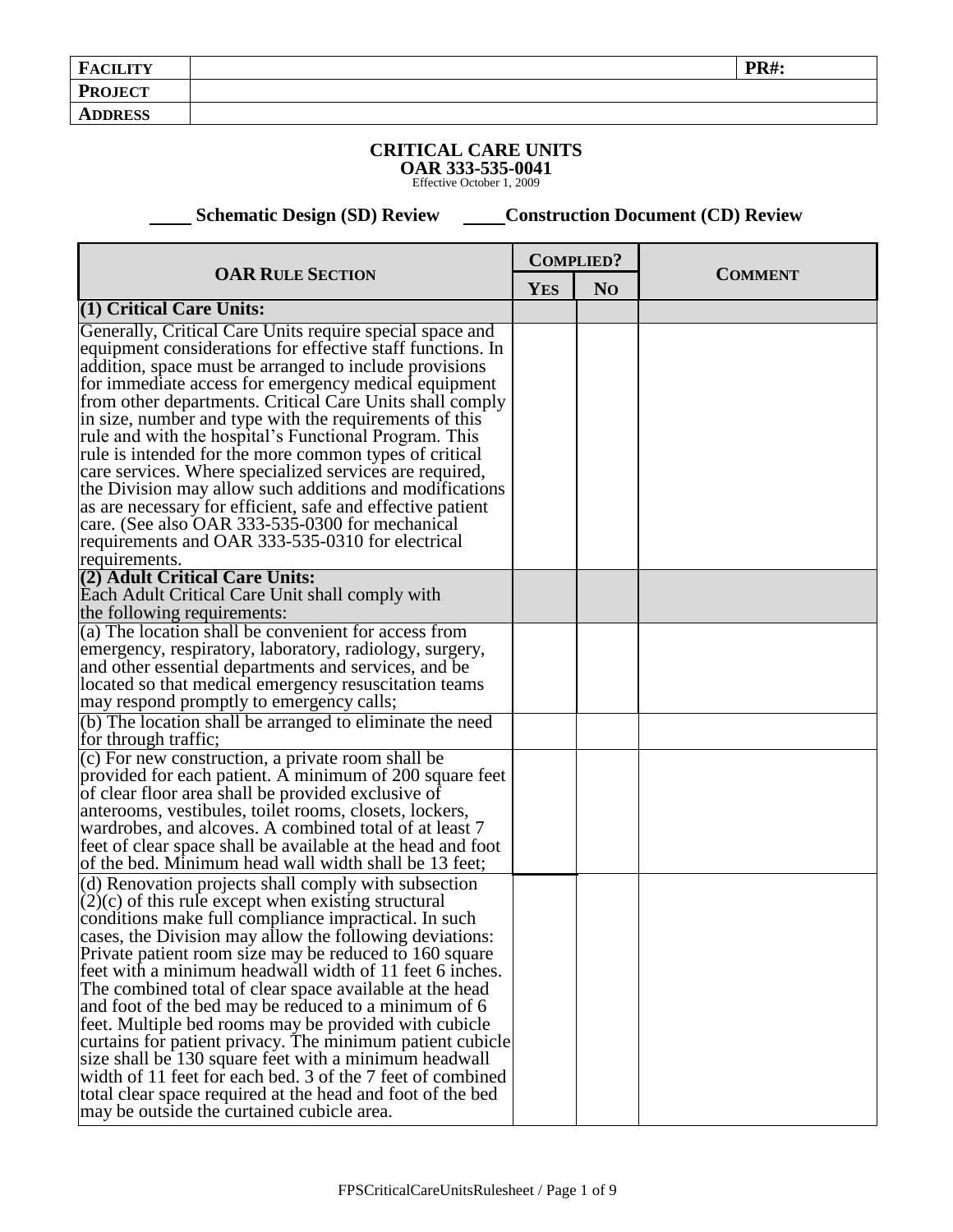| **FACILITY** | | **PR#:** |
|---|---|---|
| **PROJECT** | | |
| **ADDRESS** | | |

**CRITICAL CARE UNITS**
**OAR 333-535-0041**
Effective October 1, 2009

____ **Schematic Design (SD) Review** ____ **Construction Document (CD) Review**

| **OAR RULE SECTION** | **COMPLIED?** | | **COMMENT** |
|---|---|---|---|
| | **YES** | **NO** | |
| **(1) Critical Care Units:** | | | |
| Generally, Critical Care Units require special space and equipment considerations for effective staff functions. In addition, space must be arranged to include provisions for immediate access for emergency medical equipment from other departments. Critical Care Units shall comply in size, number and type with the requirements of this rule and with the hospital's Functional Program. This rule is intended for the more common types of critical care services. Where specialized services are required, the Division may allow such additions and modifications as are necessary for efficient, safe and effective patient care. (See also OAR 333-535-0300 for mechanical requirements and OAR 333-535-0310 for electrical requirements. | | | |
| **(2) Adult Critical Care Units:** Each Adult Critical Care Unit shall comply with the following requirements: | | | |
| (a) The location shall be convenient for access from emergency, respiratory, laboratory, radiology, surgery, and other essential departments and services, and be located so that medical emergency resuscitation teams may respond promptly to emergency calls; | | | |
| (b) The location shall be arranged to eliminate the need for through traffic; | | | |
| (c) For new construction, a private room shall be provided for each patient. A minimum of 200 square feet of clear floor area shall be provided exclusive of anterooms, vestibules, toilet rooms, closets, lockers, wardrobes, and alcoves. A combined total of at least 7 feet of clear space shall be available at the head and foot of the bed. Minimum head wall width shall be 13 feet; | | | |
| (d) Renovation projects shall comply with subsection (2)(c) of this rule except when existing structural conditions make full compliance impractical. In such cases, the Division may allow the following deviations: Private patient room size may be reduced to 160 square feet with a minimum headwall width of 11 feet 6 inches. The combined total of clear space available at the head and foot of the bed may be reduced to a minimum of 6 feet. Multiple bed rooms may be provided with cubicle curtains for patient privacy. The minimum patient cubicle size shall be 130 square feet with a minimum headwall width of 11 feet for each bed. 3 of the 7 feet of combined total clear space required at the head and foot of the bed may be outside the curtained cubicle area. | | | |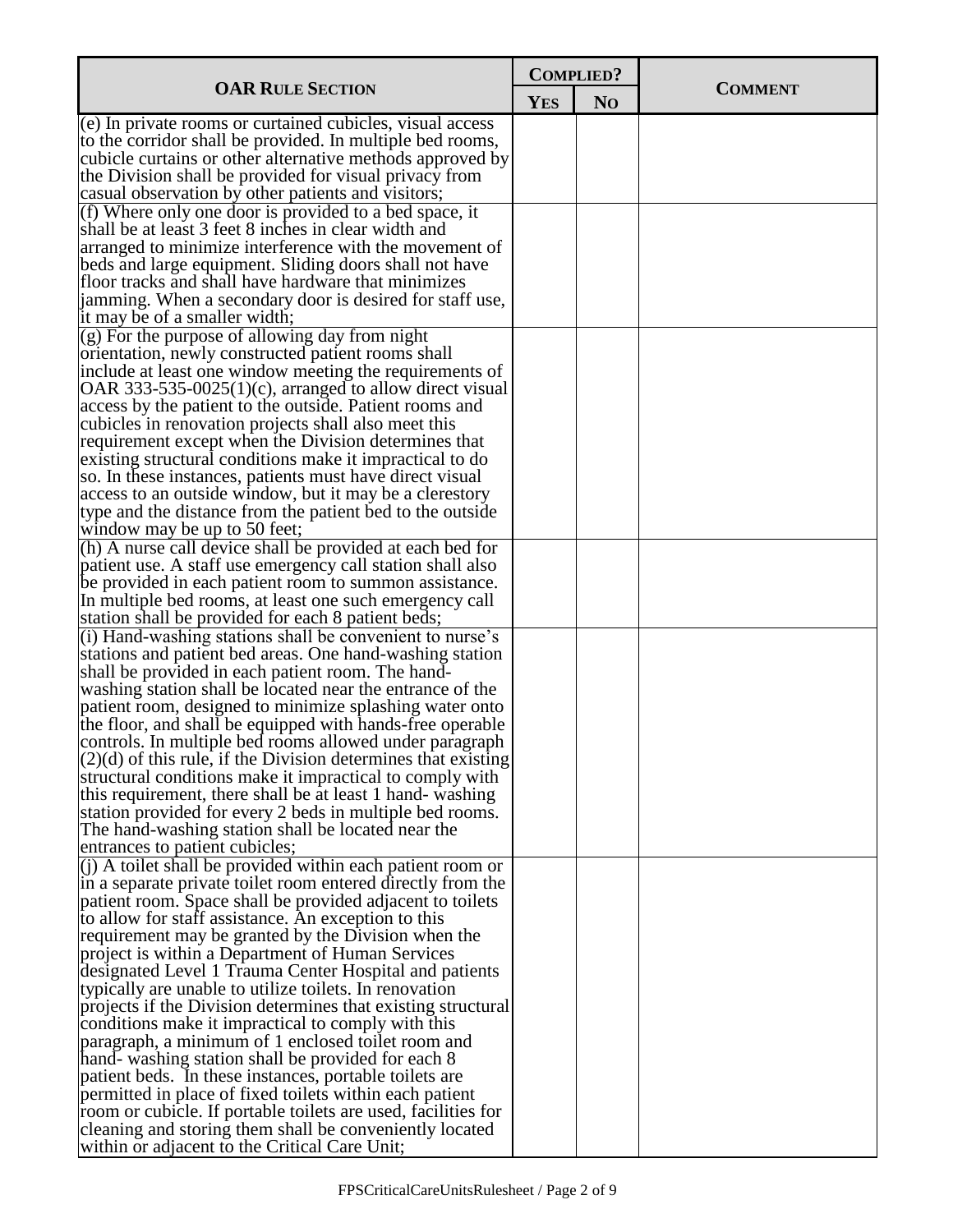| OAR Rule Section | Complied? | | Comment |
|---|---|---|---|
| | Yes | No | |
| (e) In private rooms or curtained cubicles, visual access to the corridor shall be provided. In multiple bed rooms, cubicle curtains or other alternative methods approved by the Division shall be provided for visual privacy from casual observation by other patients and visitors; | | | |
| (f) Where only one door is provided to a bed space, it shall be at least 3 feet 8 inches in clear width and arranged to minimize interference with the movement of beds and large equipment. Sliding doors shall not have floor tracks and shall have hardware that minimizes jamming. When a secondary door is desired for staff use, it may be of a smaller width; | | | |
| (g) For the purpose of allowing day from night orientation, newly constructed patient rooms shall include at least one window meeting the requirements of OAR 333-535-0025(1)(c), arranged to allow direct visual access by the patient to the outside. Patient rooms and cubicles in renovation projects shall also meet this requirement except when the Division determines that existing structural conditions make it impractical to do so. In these instances, patients must have direct visual access to an outside window, but it may be a clerestory type and the distance from the patient bed to the outside window may be up to 50 feet; | | | |
| (h) A nurse call device shall be provided at each bed for patient use. A staff use emergency call station shall also be provided in each patient room to summon assistance. In multiple bed rooms, at least one such emergency call station shall be provided for each 8 patient beds; | | | |
| (i) Hand-washing stations shall be convenient to nurse's stations and patient bed areas. One hand-washing station shall be provided in each patient room. The hand-washing station shall be located near the entrance of the patient room, designed to minimize splashing water onto the floor, and shall be equipped with hands-free operable controls. In multiple bed rooms allowed under paragraph (2)(d) of this rule, if the Division determines that existing structural conditions make it impractical to comply with this requirement, there shall be at least 1 hand- washing station provided for every 2 beds in multiple bed rooms. The hand-washing station shall be located near the entrances to patient cubicles; | | | |
| (j) A toilet shall be provided within each patient room or in a separate private toilet room entered directly from the patient room. Space shall be provided adjacent to toilets to allow for staff assistance. An exception to this requirement may be granted by the Division when the project is within a Department of Human Services designated Level 1 Trauma Center Hospital and patients typically are unable to utilize toilets. In renovation projects if the Division determines that existing structural conditions make it impractical to comply with this paragraph, a minimum of 1 enclosed toilet room and hand- washing station shall be provided for each 8 patient beds. In these instances, portable toilets are permitted in place of fixed toilets within each patient room or cubicle. If portable toilets are used, facilities for cleaning and storing them shall be conveniently located within or adjacent to the Critical Care Unit; | | | |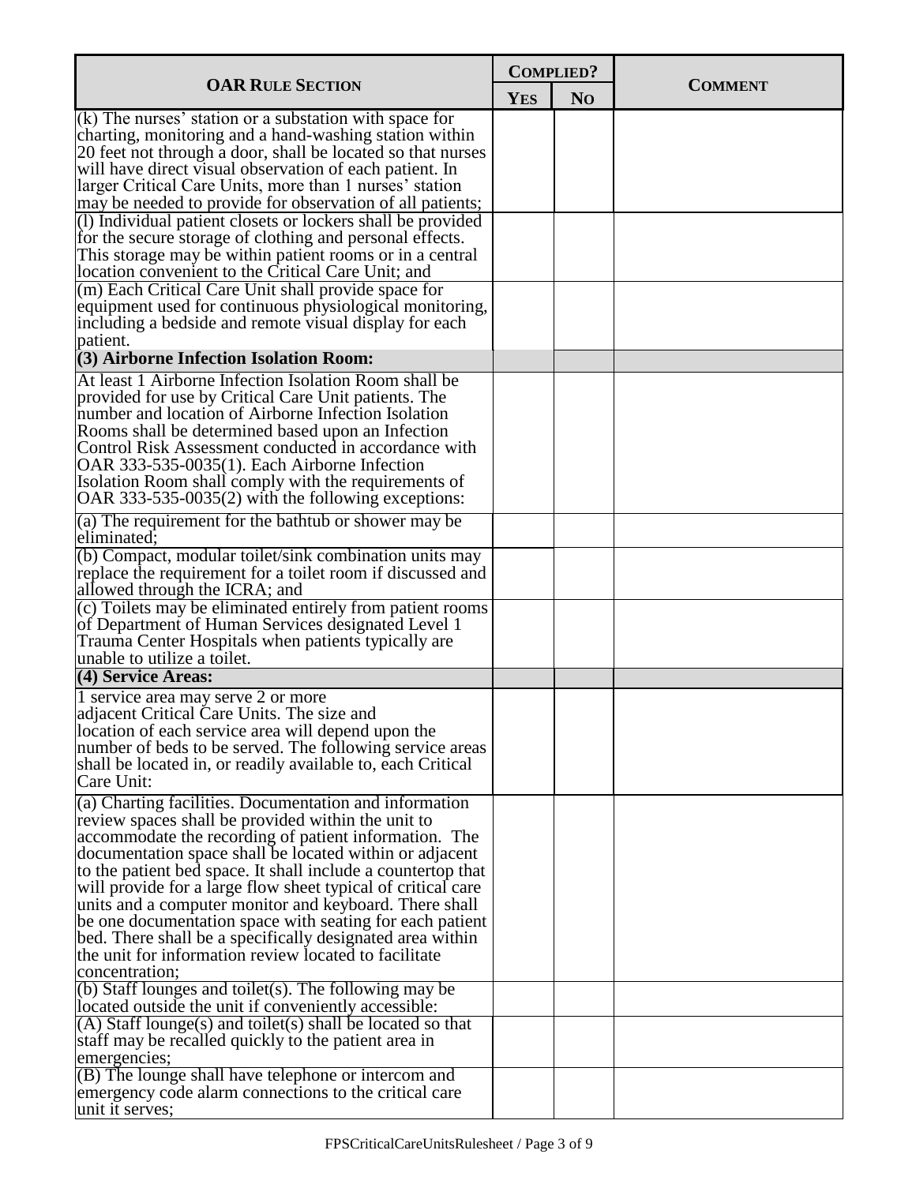| OAR RULE SECTION | COMPLIED? | | COMMENT |
|---|---|---|---|
| | YES | NO | |
| (k) The nurses' station or a substation with space for charting, monitoring and a hand-washing station within 20 feet not through a door, shall be located so that nurses will have direct visual observation of each patient. In larger Critical Care Units, more than 1 nurses' station may be needed to provide for observation of all patients; | | | |
| (l) Individual patient closets or lockers shall be provided for the secure storage of clothing and personal effects. This storage may be within patient rooms or in a central location convenient to the Critical Care Unit; and | | | |
| (m) Each Critical Care Unit shall provide space for equipment used for continuous physiological monitoring, including a bedside and remote visual display for each patient. | | | |
| **(3) Airborne Infection Isolation Room:** | | | |
| At least 1 Airborne Infection Isolation Room shall be provided for use by Critical Care Unit patients. The number and location of Airborne Infection Isolation Rooms shall be determined based upon an Infection Control Risk Assessment conducted in accordance with OAR 333-535-0035(1). Each Airborne Infection Isolation Room shall comply with the requirements of OAR 333-535-0035(2) with the following exceptions: | | | |
| (a) The requirement for the bathtub or shower may be eliminated; | | | |
| (b) Compact, modular toilet/sink combination units may replace the requirement for a toilet room if discussed and allowed through the ICRA; and | | | |
| (c) Toilets may be eliminated entirely from patient rooms of Department of Human Services designated Level 1 Trauma Center Hospitals when patients typically are unable to utilize a toilet. | | | |
| **(4) Service Areas:** | | | |
| 1 service area may serve 2 or more adjacent Critical Care Units. The size and location of each service area will depend upon the number of beds to be served. The following service areas shall be located in, or readily available to, each Critical Care Unit: | | | |
| (a) Charting facilities. Documentation and information review spaces shall be provided within the unit to accommodate the recording of patient information. The documentation space shall be located within or adjacent to the patient bed space. It shall include a countertop that will provide for a large flow sheet typical of critical care units and a computer monitor and keyboard. There shall be one documentation space with seating for each patient bed. There shall be a specifically designated area within the unit for information review located to facilitate concentration; | | | |
| (b) Staff lounges and toilet(s). The following may be located outside the unit if conveniently accessible: | | | |
| (A) Staff lounge(s) and toilet(s) shall be located so that staff may be recalled quickly to the patient area in emergencies; | | | |
| (B) The lounge shall have telephone or intercom and emergency code alarm connections to the critical care unit it serves; | | | |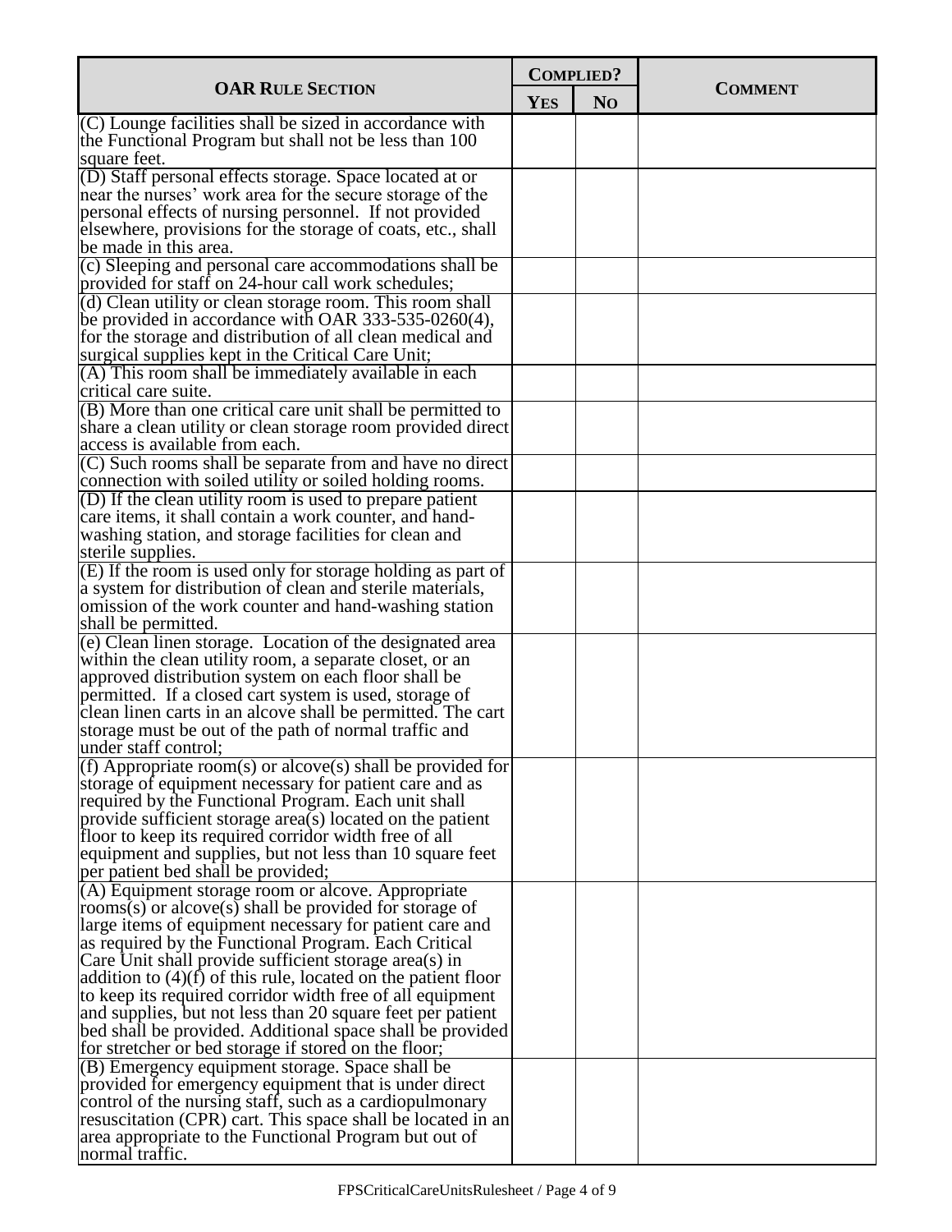| OAR Rule Section | Complied? | | Comment |
|---|---|---|---|
| | Yes | No | |
| (C) Lounge facilities shall be sized in accordance with the Functional Program but shall not be less than 100 square feet. | | | |
| (D) Staff personal effects storage. Space located at or near the nurses' work area for the secure storage of the personal effects of nursing personnel. If not provided elsewhere, provisions for the storage of coats, etc., shall be made in this area. | | | |
| (c) Sleeping and personal care accommodations shall be provided for staff on 24-hour call work schedules; | | | |
| (d) Clean utility or clean storage room. This room shall be provided in accordance with OAR 333-535-0260(4), for the storage and distribution of all clean medical and surgical supplies kept in the Critical Care Unit; | | | |
| (A) This room shall be immediately available in each critical care suite. | | | |
| (B) More than one critical care unit shall be permitted to share a clean utility or clean storage room provided direct access is available from each. | | | |
| (C) Such rooms shall be separate from and have no direct connection with soiled utility or soiled holding rooms. | | | |
| (D) If the clean utility room is used to prepare patient care items, it shall contain a work counter, and hand-washing station, and storage facilities for clean and sterile supplies. | | | |
| (E) If the room is used only for storage holding as part of a system for distribution of clean and sterile materials, omission of the work counter and hand-washing station shall be permitted. | | | |
| (e) Clean linen storage. Location of the designated area within the clean utility room, a separate closet, or an approved distribution system on each floor shall be permitted. If a closed cart system is used, storage of clean linen carts in an alcove shall be permitted. The cart storage must be out of the path of normal traffic and under staff control; | | | |
| (f) Appropriate room(s) or alcove(s) shall be provided for storage of equipment necessary for patient care and as required by the Functional Program. Each unit shall provide sufficient storage area(s) located on the patient floor to keep its required corridor width free of all equipment and supplies, but not less than 10 square feet per patient bed shall be provided; | | | |
| (A) Equipment storage room or alcove. Appropriate rooms(s) or alcove(s) shall be provided for storage of large items of equipment necessary for patient care and as required by the Functional Program. Each Critical Care Unit shall provide sufficient storage area(s) in addition to (4)(f) of this rule, located on the patient floor to keep its required corridor width free of all equipment and supplies, but not less than 20 square feet per patient bed shall be provided. Additional space shall be provided for stretcher or bed storage if stored on the floor; | | | |
| (B) Emergency equipment storage. Space shall be provided for emergency equipment that is under direct control of the nursing staff, such as a cardiopulmonary resuscitation (CPR) cart. This space shall be located in an area appropriate to the Functional Program but out of normal traffic. | | | |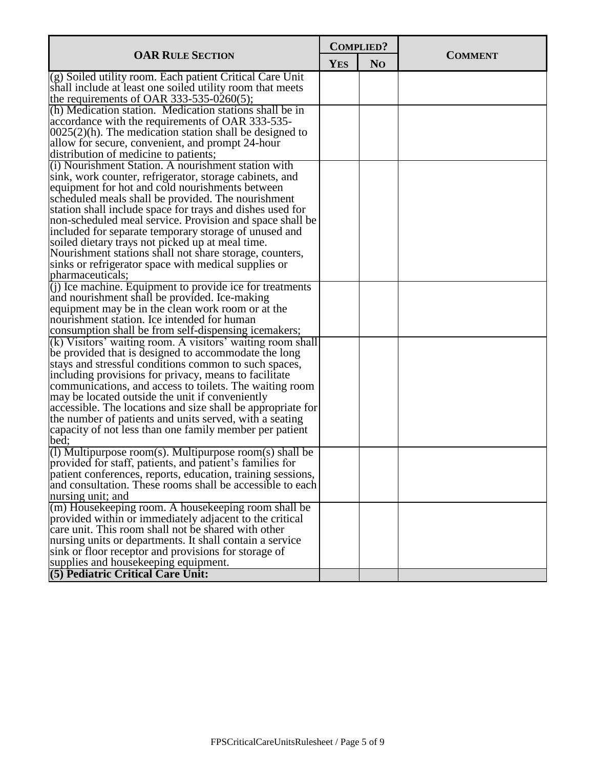| OAR Rule Section | Complied? | | Comment |
|---|---|---|---|
| | Yes | No | |
| (g) Soiled utility room. Each patient Critical Care Unit shall include at least one soiled utility room that meets the requirements of OAR 333-535-0260(5); | | | |
| (h) Medication station. Medication stations shall be in accordance with the requirements of OAR 333-535-0025(2)(h). The medication station shall be designed to allow for secure, convenient, and prompt 24-hour distribution of medicine to patients; | | | |
| (i) Nourishment Station. A nourishment station with sink, work counter, refrigerator, storage cabinets, and equipment for hot and cold nourishments between scheduled meals shall be provided. The nourishment station shall include space for trays and dishes used for non-scheduled meal service. Provision and space shall be included for separate temporary storage of unused and soiled dietary trays not picked up at meal time. Nourishment stations shall not share storage, counters, sinks or refrigerator space with medical supplies or pharmaceuticals; | | | |
| (j) Ice machine. Equipment to provide ice for treatments and nourishment shall be provided. Ice-making equipment may be in the clean work room or at the nourishment station. Ice intended for human consumption shall be from self-dispensing icemakers; | | | |
| (k) Visitors' waiting room. A visitors' waiting room shall be provided that is designed to accommodate the long stays and stressful conditions common to such spaces, including provisions for privacy, means to facilitate communications, and access to toilets. The waiting room may be located outside the unit if conveniently accessible. The locations and size shall be appropriate for the number of patients and units served, with a seating capacity of not less than one family member per patient bed; | | | |
| (l) Multipurpose room(s). Multipurpose room(s) shall be provided for staff, patients, and patient's families for patient conferences, reports, education, training sessions, and consultation. These rooms shall be accessible to each nursing unit; and | | | |
| (m) Housekeeping room. A housekeeping room shall be provided within or immediately adjacent to the critical care unit. This room shall not be shared with other nursing units or departments. It shall contain a service sink or floor receptor and provisions for storage of supplies and housekeeping equipment. | | | |
| **(5) Pediatric Critical Care Unit:** | | | |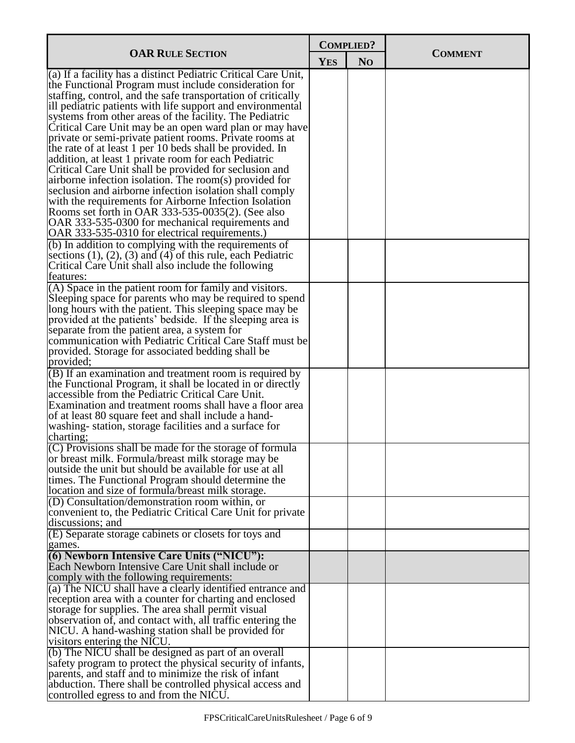| OAR RULE SECTION | COMPLIED? | | COMMENT |
|---|---|---|---|
| | YES | NO | |
| (a) If a facility has a distinct Pediatric Critical Care Unit, the Functional Program must include consideration for staffing, control, and the safe transportation of critically ill pediatric patients with life support and environmental systems from other areas of the facility. The Pediatric Critical Care Unit may be an open ward plan or may have private or semi-private patient rooms. Private rooms at the rate of at least 1 per 10 beds shall be provided. In addition, at least 1 private room for each Pediatric Critical Care Unit shall be provided for seclusion and airborne infection isolation. The room(s) provided for seclusion and airborne infection isolation shall comply with the requirements for Airborne Infection Isolation Rooms set forth in OAR 333-535-0035(2). (See also OAR 333-535-0300 for mechanical requirements and OAR 333-535-0310 for electrical requirements.) | | | |
| (b) In addition to complying with the requirements of sections (1), (2), (3) and (4) of this rule, each Pediatric Critical Care Unit shall also include the following features: | | | |
| (A) Space in the patient room for family and visitors. Sleeping space for parents who may be required to spend long hours with the patient. This sleeping space may be provided at the patients' bedside. If the sleeping area is separate from the patient area, a system for communication with Pediatric Critical Care Staff must be provided. Storage for associated bedding shall be provided; | | | |
| (B) If an examination and treatment room is required by the Functional Program, it shall be located in or directly accessible from the Pediatric Critical Care Unit. Examination and treatment rooms shall have a floor area of at least 80 square feet and shall include a hand-washing- station, storage facilities and a surface for charting; | | | |
| (C) Provisions shall be made for the storage of formula or breast milk. Formula/breast milk storage may be outside the unit but should be available for use at all times. The Functional Program should determine the location and size of formula/breast milk storage. | | | |
| (D) Consultation/demonstration room within, or convenient to, the Pediatric Critical Care Unit for private discussions; and | | | |
| (E) Separate storage cabinets or closets for toys and games. | | | |
| **(6) Newborn Intensive Care Units ("NICU"):** Each Newborn Intensive Care Unit shall include or comply with the following requirements: | | | |
| (a) The NICU shall have a clearly identified entrance and reception area with a counter for charting and enclosed storage for supplies. The area shall permit visual observation of, and contact with, all traffic entering the NICU. A hand-washing station shall be provided for visitors entering the NICU. | | | |
| (b) The NICU shall be designed as part of an overall safety program to protect the physical security of infants, parents, and staff and to minimize the risk of infant abduction. There shall be controlled physical access and controlled egress to and from the NICU. | | | |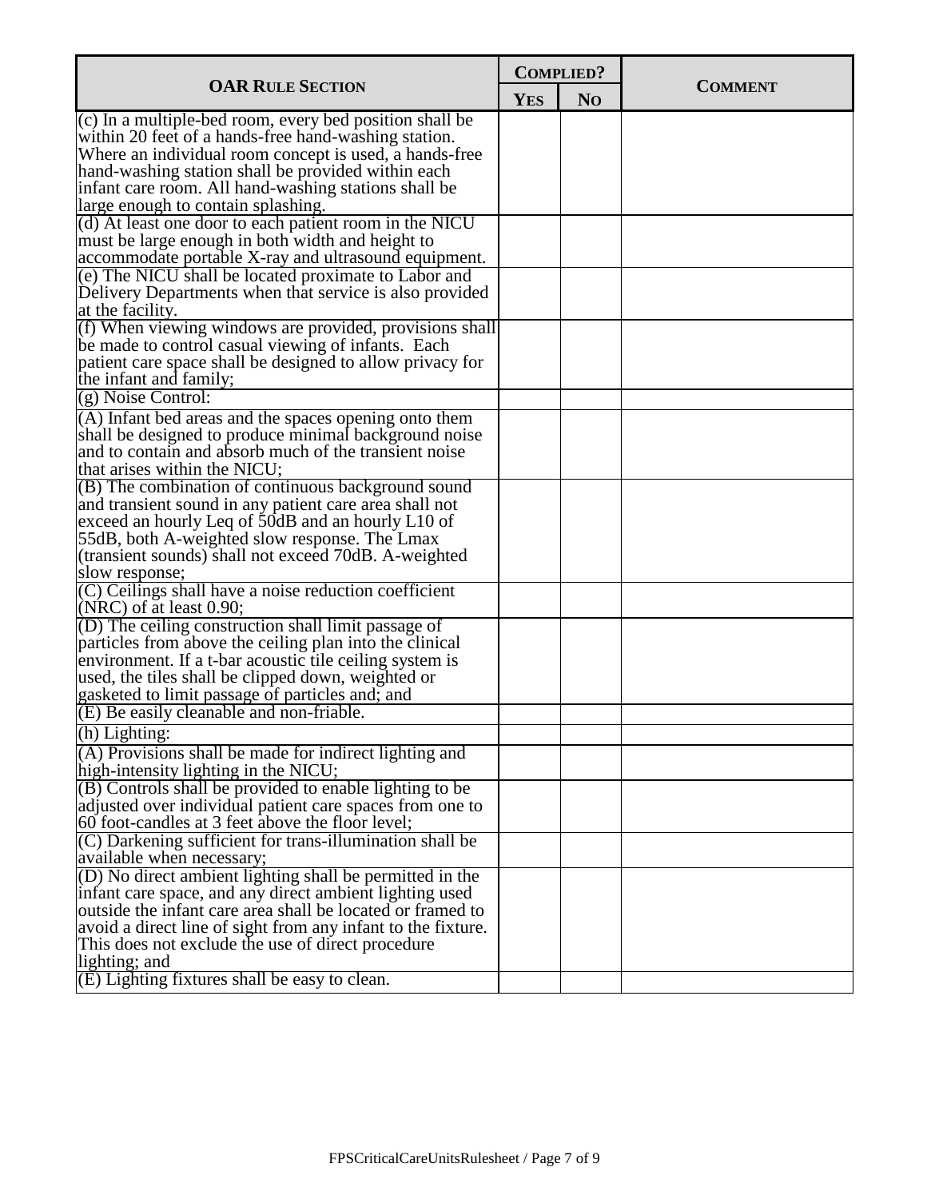| OAR Rule Section | Complied? | | Comment |
|---|---|---|---|
| | Yes | No | |
| (c) In a multiple-bed room, every bed position shall be within 20 feet of a hands-free hand-washing station. Where an individual room concept is used, a hands-free hand-washing station shall be provided within each infant care room. All hand-washing stations shall be large enough to contain splashing. | | | |
| (d) At least one door to each patient room in the NICU must be large enough in both width and height to accommodate portable X-ray and ultrasound equipment. | | | |
| (e) The NICU shall be located proximate to Labor and Delivery Departments when that service is also provided at the facility. | | | |
| (f) When viewing windows are provided, provisions shall be made to control casual viewing of infants. Each patient care space shall be designed to allow privacy for the infant and family; | | | |
| (g) Noise Control: | | | |
| (A) Infant bed areas and the spaces opening onto them shall be designed to produce minimal background noise and to contain and absorb much of the transient noise that arises within the NICU; | | | |
| (B) The combination of continuous background sound and transient sound in any patient care area shall not exceed an hourly Leq of 50dB and an hourly L10 of 55dB, both A-weighted slow response. The Lmax (transient sounds) shall not exceed 70dB. A-weighted slow response; | | | |
| (C) Ceilings shall have a noise reduction coefficient (NRC) of at least 0.90; | | | |
| (D) The ceiling construction shall limit passage of particles from above the ceiling plan into the clinical environment. If a t-bar acoustic tile ceiling system is used, the tiles shall be clipped down, weighted or gasketed to limit passage of particles and; and | | | |
| (E) Be easily cleanable and non-friable. | | | |
| (h) Lighting: | | | |
| (A) Provisions shall be made for indirect lighting and high-intensity lighting in the NICU; | | | |
| (B) Controls shall be provided to enable lighting to be adjusted over individual patient care spaces from one to 60 foot-candles at 3 feet above the floor level; | | | |
| (C) Darkening sufficient for trans-illumination shall be available when necessary; | | | |
| (D) No direct ambient lighting shall be permitted in the infant care space, and any direct ambient lighting used outside the infant care area shall be located or framed to avoid a direct line of sight from any infant to the fixture. This does not exclude the use of direct procedure lighting; and | | | |
| (E) Lighting fixtures shall be easy to clean. | | | |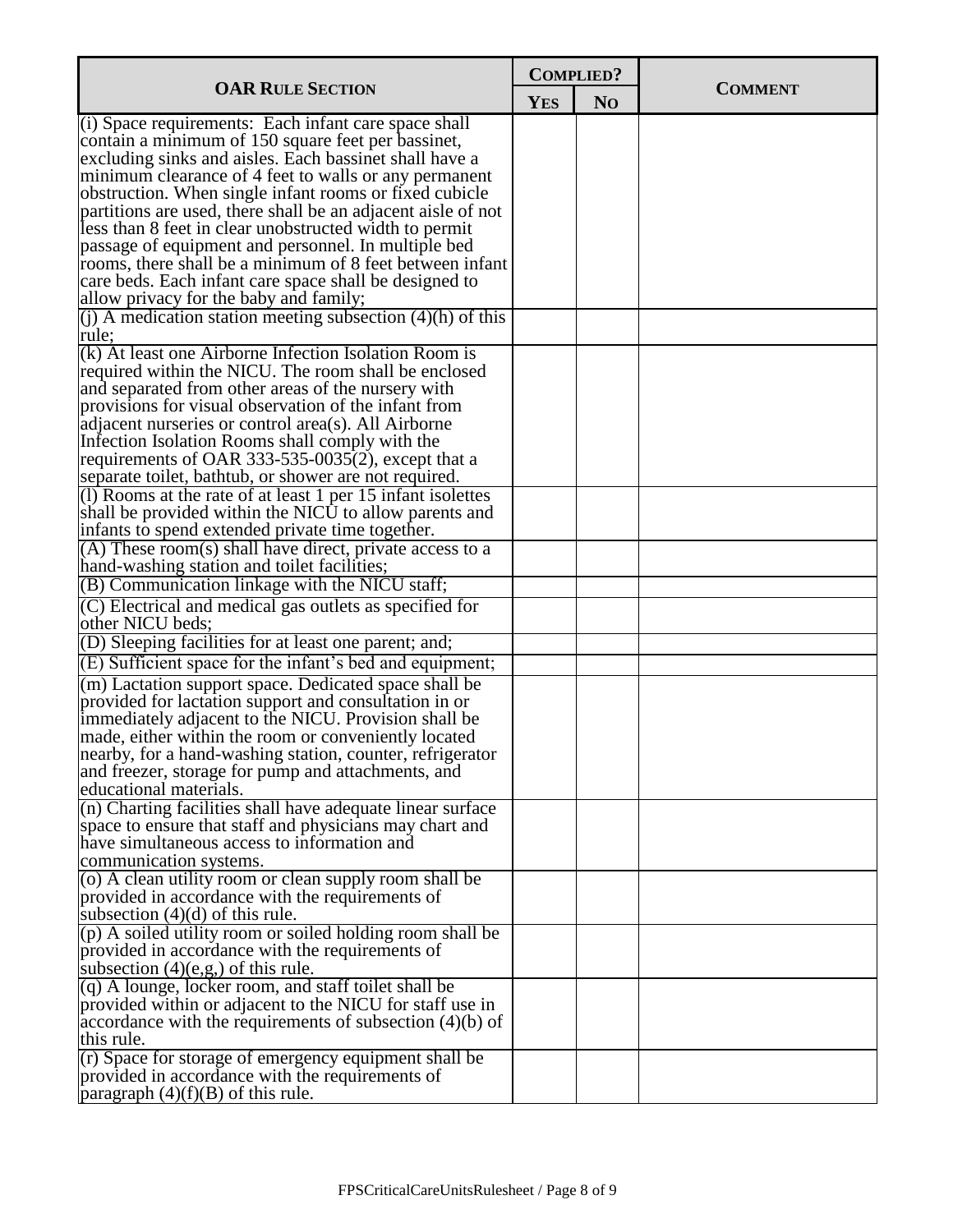| OAR Rule Section | Complied? | | Comment |
|---|---|---|---|
| | Yes | No | |
| (i) Space requirements: Each infant care space shall contain a minimum of 150 square feet per bassinet, excluding sinks and aisles. Each bassinet shall have a minimum clearance of 4 feet to walls or any permanent obstruction. When single infant rooms or fixed cubicle partitions are used, there shall be an adjacent aisle of not less than 8 feet in clear unobstructed width to permit passage of equipment and personnel. In multiple bed rooms, there shall be a minimum of 8 feet between infant care beds. Each infant care space shall be designed to allow privacy for the baby and family; | | | |
| (j) A medication station meeting subsection (4)(h) of this rule; | | | |
| (k) At least one Airborne Infection Isolation Room is required within the NICU. The room shall be enclosed and separated from other areas of the nursery with provisions for visual observation of the infant from adjacent nurseries or control area(s). All Airborne Infection Isolation Rooms shall comply with the requirements of OAR 333-535-0035(2), except that a separate toilet, bathtub, or shower are not required. | | | |
| (l) Rooms at the rate of at least 1 per 15 infant isolettes shall be provided within the NICU to allow parents and infants to spend extended private time together. | | | |
| (A) These room(s) shall have direct, private access to a hand-washing station and toilet facilities; | | | |
| (B) Communication linkage with the NICU staff; | | | |
| (C) Electrical and medical gas outlets as specified for other NICU beds; | | | |
| (D) Sleeping facilities for at least one parent; and; | | | |
| (E) Sufficient space for the infant's bed and equipment; | | | |
| (m) Lactation support space. Dedicated space shall be provided for lactation support and consultation in or immediately adjacent to the NICU. Provision shall be made, either within the room or conveniently located nearby, for a hand-washing station, counter, refrigerator and freezer, storage for pump and attachments, and educational materials. | | | |
| (n) Charting facilities shall have adequate linear surface space to ensure that staff and physicians may chart and have simultaneous access to information and communication systems. | | | |
| (o) A clean utility room or clean supply room shall be provided in accordance with the requirements of subsection (4)(d) of this rule. | | | |
| (p) A soiled utility room or soiled holding room shall be provided in accordance with the requirements of subsection (4)(e,g,) of this rule. | | | |
| (q) A lounge, locker room, and staff toilet shall be provided within or adjacent to the NICU for staff use in accordance with the requirements of subsection (4)(b) of this rule. | | | |
| (r) Space for storage of emergency equipment shall be provided in accordance with the requirements of paragraph (4)(f)(B) of this rule. | | | |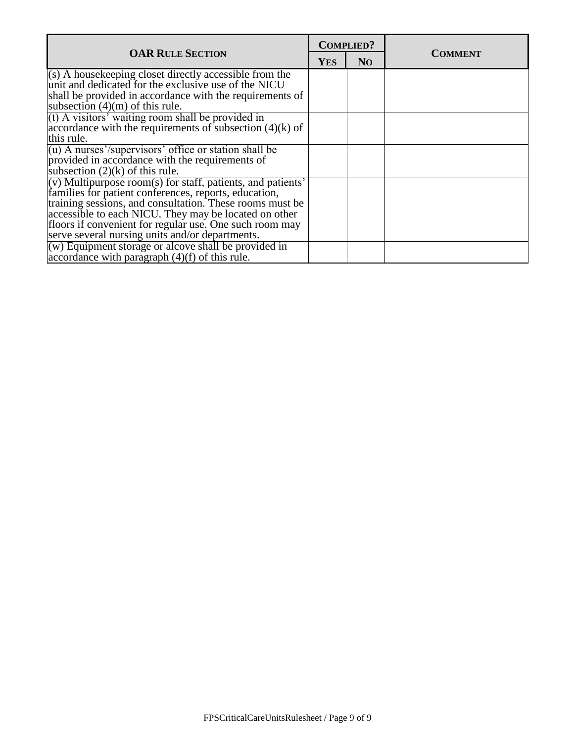| OAR RULE SECTION | COMPLIED? | | COMMENT |
|---|---|---|---|
| | YES | NO | |
| (s) A housekeeping closet directly accessible from the unit and dedicated for the exclusive use of the NICU shall be provided in accordance with the requirements of subsection (4)(m) of this rule. | | | |
| (t) A visitors' waiting room shall be provided in accordance with the requirements of subsection (4)(k) of this rule. | | | |
| (u) A nurses'/supervisors' office or station shall be provided in accordance with the requirements of subsection (2)(k) of this rule. | | | |
| (v) Multipurpose room(s) for staff, patients, and patients' families for patient conferences, reports, education, training sessions, and consultation. These rooms must be accessible to each NICU. They may be located on other floors if convenient for regular use. One such room may serve several nursing units and/or departments. | | | |
| (w) Equipment storage or alcove shall be provided in accordance with paragraph (4)(f) of this rule. | | | |